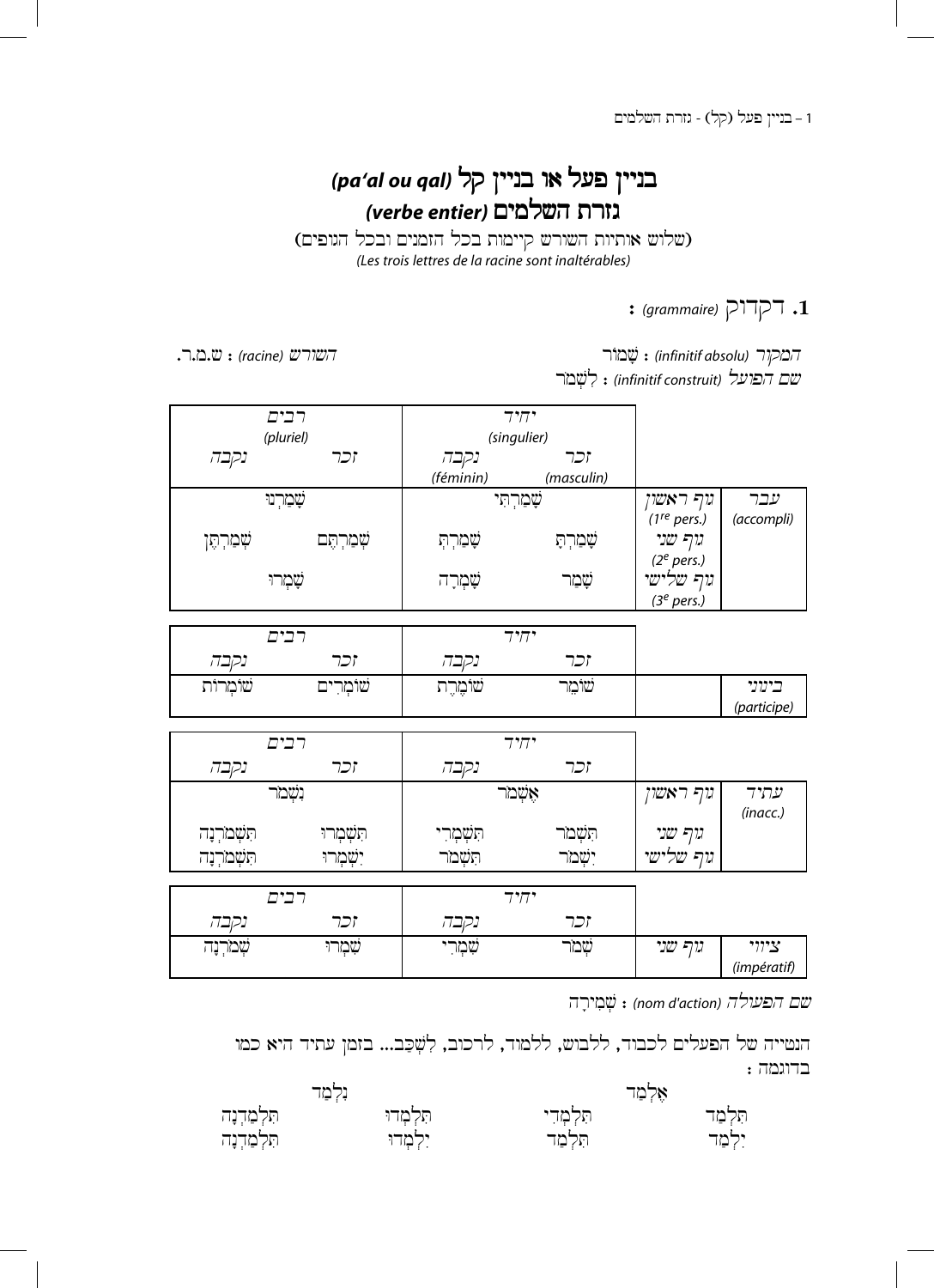# בניין פעל או בניין קל *(pa'al ou qal)*
## גזרת השלמים *(verbe entier)*

(שלוש אותיות השורש קיימות בכל הזמנים ובכל הגופים)
*(Les trois lettres de la racine sont inaltérables)*

### 1. דקדוק *(grammaire)* :

*המקור (infinitif absolu)* : שָׁמוֹר
*שם הפועל (infinitif construit)* : לִשְׁמֹר

*השורש (racine)* : ש.מ.ר.

| | | יחיד (singulier) | | רבים (pluriel) | |
|---|---|---|---|---|---|
| | | זכר (masculin) | נקבה (féminin) | זכר | נקבה |
| עבר (accompli) | גוף ראשון (1re pers.) | שָׁמַרְתִּי | | שָׁמַרְנוּ | |
| | גוף שני (2e pers.) | שָׁמַרְתָּ | שָׁמַרְתְּ | שְׁמַרְתֶּם | שְׁמַרְתֶּן |
| | גוף שלישי (3e pers.) | שָׁמַר | שָׁמְרָה | שָׁמְרוּ | |

| | | יחיד | | רבים | |
|---|---|---|---|---|---|
| | | זכר | נקבה | זכר | נקבה |
| בינוני (participe) | | שׁוֹמֵר | שׁוֹמֶרֶת | שׁוֹמְרִים | שׁוֹמְרוֹת |

| | | יחיד | | רבים | |
|---|---|---|---|---|---|
| | | זכר | נקבה | זכר | נקבה |
| עתיד (inacc.) | גוף ראשון | אֶשְׁמֹר | | נִשְׁמֹר | |
| | גוף שני | תִּשְׁמֹר | תִּשְׁמְרִי | תִּשְׁמְרוּ | תִּשְׁמֹרְנָה |
| | גוף שלישי | יִשְׁמֹר | תִּשְׁמֹר | יִשְׁמְרוּ | תִּשְׁמֹרְנָה |

| | | יחיד | | רבים | |
|---|---|---|---|---|---|
| | | זכר | נקבה | זכר | נקבה |
| ציווי (impératif) | גוף שני | שְׁמֹר | שִׁמְרִי | שִׁמְרוּ | שְׁמֹרְנָה |

*שם הפעולה (nom d'action)* : שְׁמִירָה

הנטייה של הפעלים לכבוד, ללבוש, ללמוד, לרכוב, לִשְׁכַּב... בזמן עתיד היא כמו בדוגמה :

| | | | |
|---|---|---|---|
| אֶלְמַד | | נִלְמַד | |
| תִּלְמַד | תִּלְמְדִי | תִּלְמְדוּ | תִּלְמַדְנָה |
| יִלְמַד | תִּלְמַד | יִלְמְדוּ | תִּלְמַדְנָה |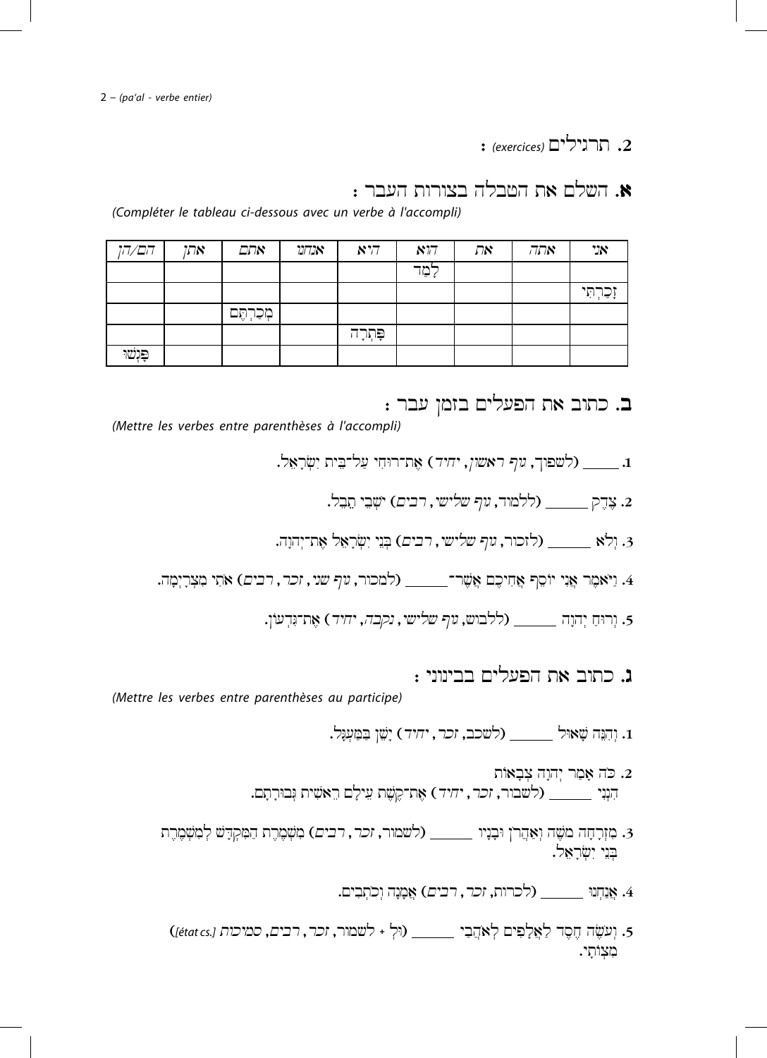## 2. תרגילים *(exercices)* :

### א. השלם את הטבלה בצורות העבר :

*(Compléter le tableau ci-dessous avec un verbe à l'accompli)*

| אני | אתה | את | הוא | היא | אנחנו | אתם | אתן | הם/הן |
|---|---|---|---|---|---|---|---|---|
| | | | לָמַד | | | | | |
| זָכַרְתִּי | | | | | | | | |
| | | | | | | מְכַרְתֶּם | | |
| | | | | פָּתְרָה | | | | |
| | | | | | | | | פָּגְשׁוּ |

### ב. כתוב את הפעלים בזמן עבר :

*(Mettre les verbes entre parenthèses à l'accompli)*

1. _____ (לשפוך, *גוף ראשון, יחיד*) אֶת־רוּחִי עַל־בֵּית יִשְׂרָאֵל.

2. צֶדֶק _____ (ללמוד, *גוף שלישי, רבים*) יֹשְׁבֵי תֵבֵל.

3. וְלֹא _____ (לזכור, *גוף שלישי, רבים*) בְּנֵי יִשְׂרָאֵל אֶת־יְהוָה.

4. וַיֹּאמֶר אֲנִי יוֹסֵף אֲחִיכֶם אֲשֶׁר־_____ (למכור, *גוף שני, זכר, רבים*) אֹתִי מִצְרָיְמָה.

5. וְרוּחַ יְהוָה _____ (ללבוש, *גוף שלישי, נקבה, יחיד*) אֶת־גִּדְעוֹן.

### ג. כתוב את הפעלים בבינוני :

*(Mettre les verbes entre parenthèses au participe)*

1. וְהִנֵּה שָׁאוּל _____ (לשכב, *זכר, יחיד*) יָשֵׁן בַּמַּעְגָּל.

2. כֹּה אָמַר יְהוָה צְבָאוֹת
הִנְנִי _____ (לשבור, *זכר, יחיד*) אֶת־קֶשֶׁת עֵילָם רֵאשִׁית גְּבוּרָתָם.

3. מִזְרָחָה מֹשֶׁה וְאַהֲרֹן וּבָנָיו _____ (לשמור, *זכר, רבים*) מִשְׁמֶרֶת הַמִּקְדָּשׁ לְמִשְׁמֶרֶת בְּנֵי יִשְׂרָאֵל.

4. אֲנַחְנוּ _____ (לכרות, *זכר, רבים*) אֲמָנָה וְכֹתְבִים.

5. וְעֹשֶׂה חֶסֶד לַאֲלָפִים לְאֹהֲבַי _____ (וּלְ + לשמור, *זכר, רבים, סמיכות [état cs.]*) מִצְוֹתָי.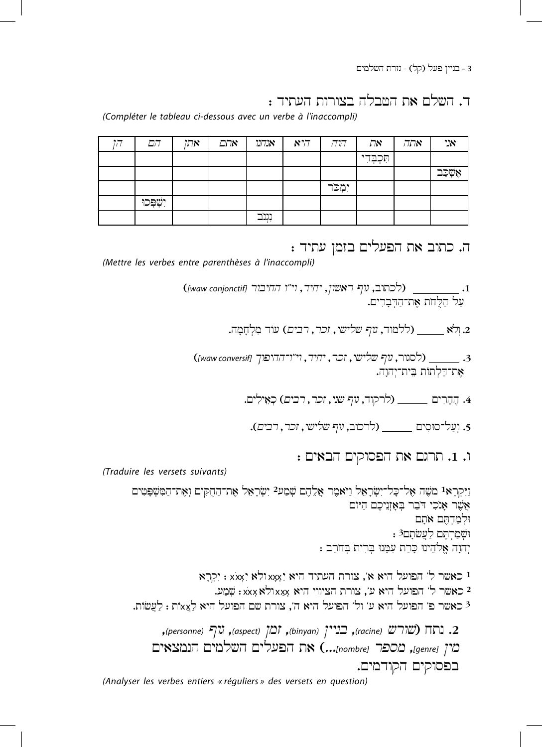## ד. השלם את הטבלה בצורות העתיד :

*(Compléter le tableau ci-dessous avec un verbe à l'inaccompli)*

| אני | אתה | את | הוא | היא | אנחנו | אתם | אתן | הם | הן |
|---|---|---|---|---|---|---|---|---|---|
| | | תִּכְבְּדִי | | | | | | | |
| אֶשְׁכַּב | | | | | | | | | |
| | | | יִמְכֹּר | | | | | | |
| | | | | | | | | יִשְׁפְּכוּ | |
| | | | | | נִגְנֹב | | | | |

## ה. כתוב את הפעלים בזמן עתיד :

*(Mettre les verbes entre parenthèses à l'inaccompli)*

1. ________ (לכתוב, *גוף ראשון, יחיד, וי"ו החיבור [waw conjonctif]*) עַל הַלֻּחֹת אֶת־הַדְּבָרִים.
2. וְלֹא _____ (ללמוד, *גוף שלישי, זכר, רבים*) עוֹד מִלְחָמָה.
3. _____ (לסגור, *גוף שלישי, זכר, יחיד, וי"ו ההיפוך [waw conversif]*) אֶת־דַּלְתוֹת בֵּית־יְהוָה.
4. הֶהָרִים _____ (לרקוד, *גוף שני, זכר, רבים*) כְאֵילִים.
5. וְעַל־סוּסִים _____ (לרכוב, *גוף שלישי, זכר, רבים*).

## ו. 1. תרגם את הפסוקים הבאים :

*(Traduire les versets suivants)*

וַיִּקְרָא[1] מֹשֶׁה אֶל־כָּל־יִשְׂרָאֵל וַיֹּאמֶר אֲלֵהֶם שְׁמַע[2] יִשְׂרָאֵל אֶת־הַחֻקִּים וְאֶת־הַמִּשְׁפָּטִים
אֲשֶׁר אָנֹכִי דֹּבֵר בְּאָזְנֵיכֶם הַיּוֹם
וּלְמַדְתֶּם אֹתָם
וּשְׁמַרְתֶּם לַעֲשֹׂתָם[3] :
יְהוָה אֱלֹהֵינוּ כָּרַת עִמָּנוּ בְּרִית בְּחֹרֵב :

[1] כאשר ל' הפועל היא א', צורת העתיד היא יִxְxָא ולא יִxְxֹx : יִקְרָא
[2] כאשר ל' הפועל היא ע', צורת הציווי היא xְxַע ולא xְxֹx : שְׁמַע.
[3] כאשר פ' הפועל היא ע' ול' הפועל היא ה', צורת שם הפועל היא לַxֲxוֹת : לַעֲשׂוֹת.

### 2. נתח (*שורש* (racine), *בניין* (binyan), *זמן* (aspect), *גוף* (personne), *מין* [genre], *מספר* [nombre]...) את הפעלים השלמים הנמצאים בפסוקים הקודמים.

*(Analyser les verbes entiers « réguliers » des versets en question)*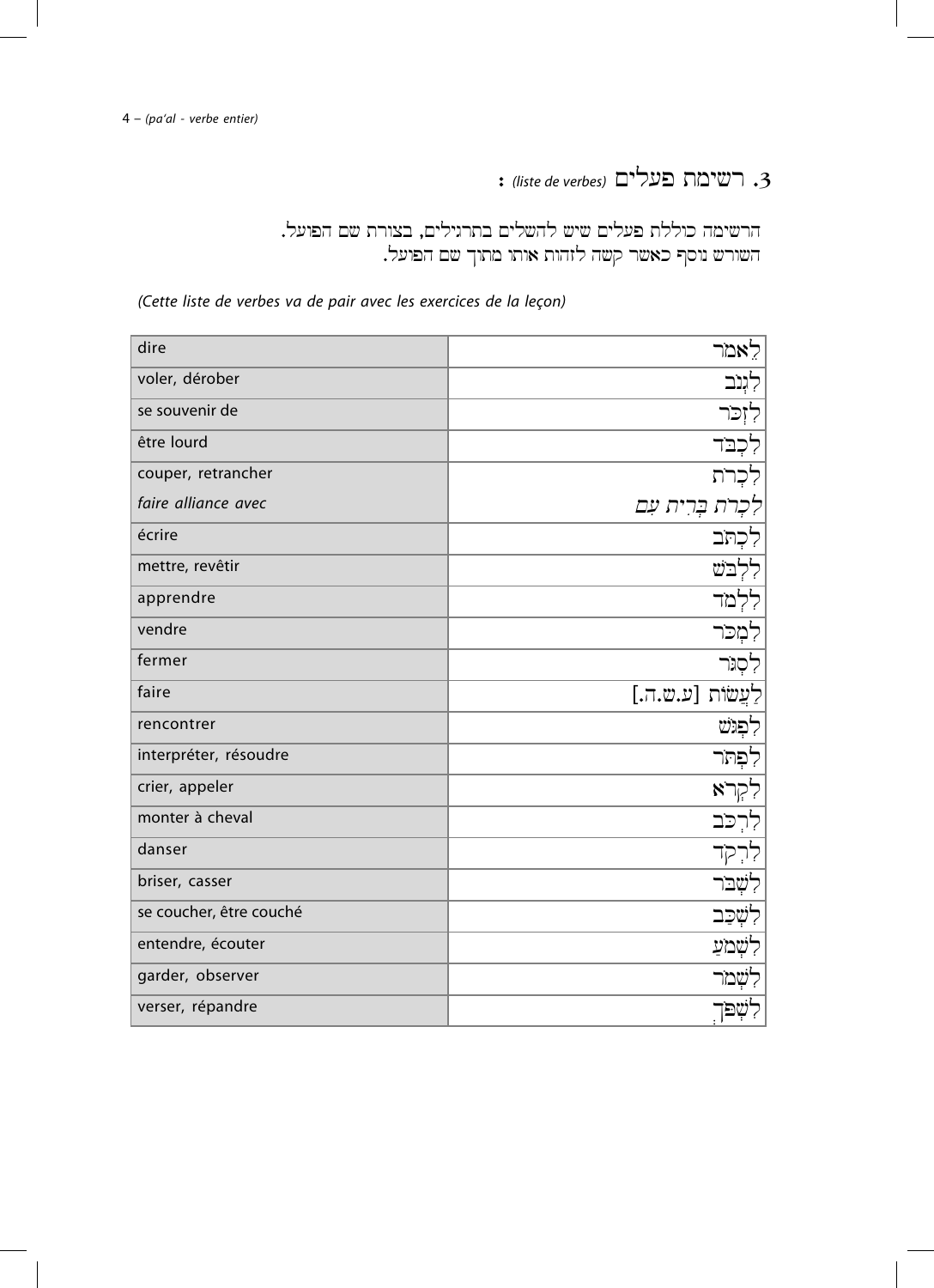## 3. רשימת פעלים *(liste de verbes)* :

הרשימה כוללת פעלים שיש להשלים בתרגילים, בצורת שם הפועל.
השורש נוסף כאשר קשה לזהות אותו מתוך שם הפועל.

*(Cette liste de verbes va de pair avec les exercices de la leçon)*

| | |
|---|---|
| dire | לֵאמֹר |
| voler, dérober | לִגְנֹב |
| se souvenir de | לִזְכֹּר |
| être lourd | לִכְבֹּד |
| couper, retrancher | לִכְרֹת |
| *faire alliance avec* | *לִכְרֹת בְּרִית עִם* |
| écrire | לִכְתֹּב |
| mettre, revêtir | לִלְבֹּשׁ |
| apprendre | לִלְמֹד |
| vendre | לִמְכֹּר |
| fermer | לִסְגֹּר |
| faire | לַעֲשׂוֹת [ע.ש.ה.] |
| rencontrer | לִפְגֹּשׁ |
| interpréter, résoudre | לִפְתֹּר |
| crier, appeler | לִקְרֹא |
| monter à cheval | לִרְכֹּב |
| danser | לִרְקֹד |
| briser, casser | לִשְׁבֹּר |
| se coucher, être couché | לִשְׁכַּב |
| entendre, écouter | לִשְׁמֹעַ |
| garder, observer | לִשְׁמֹר |
| verser, répandre | לִשְׁפֹּךְ |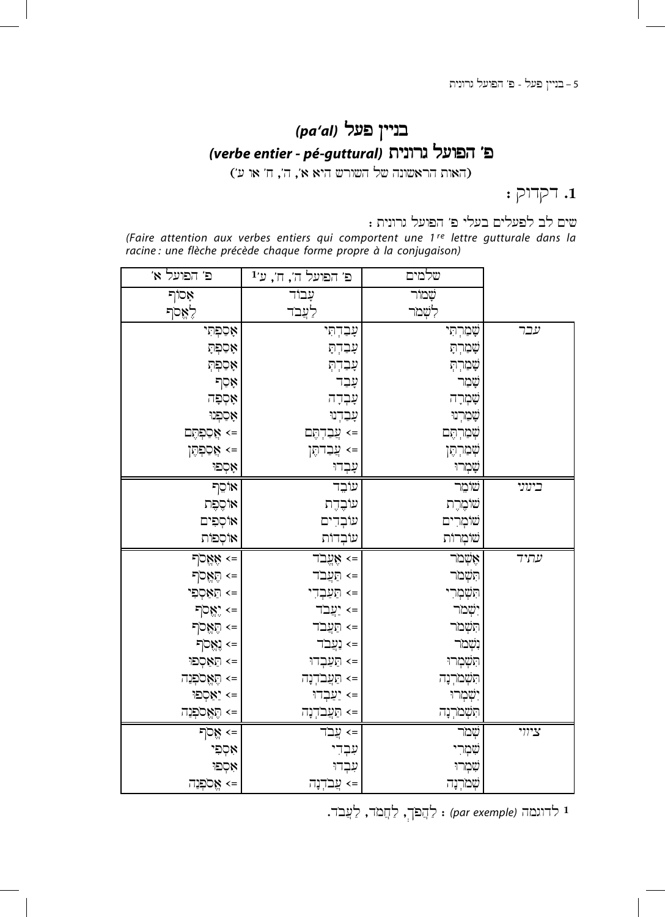# בניין פעל *(pa'al)*

## פ' הפועל גרונית *(verbe entier - pé-guttural)*

(האות הראשונה של השורש היא א', ה', ח' או ע')

### 1. דקדוק:

שים לב לפעלים בעלי פ' הפועל גרונית:

*(Faire attention aux verbes entiers qui comportent une 1re lettre gutturale dans la racine : une flèche précède chaque forme propre à la conjugaison)*

| | שלמים | פ' הפועל ה', ח', ע'[1] | פ' הפועל א' |
|---|---|---|---|
| | שָׁמוֹר<br>לִשְׁמֹר | עָבוֹד<br>לַעֲבֹד | אָסוֹף<br>לֶאֱסֹף |
| עבר | שָׁמַרְתִּי | עָבַדְתִּי | אָסַפְתִּי |
| | שָׁמַרְתָּ | עָבַדְתָּ | אָסַפְתָּ |
| | שָׁמַרְתְּ | עָבַדְתְּ | אָסַפְתְּ |
| | שָׁמַר | עָבַד | אָסַף |
| | שָׁמְרָה | עָבְדָה | אָסְפָה |
| | שָׁמַרְנוּ | עָבַדְנוּ | אָסַפְנוּ |
| | שְׁמַרְתֶּם | <= עֲבַדְתֶּם | <= אֲסַפְתֶּם |
| | שְׁמַרְתֶּן | <= עֲבַדְתֶּן | <= אֲסַפְתֶּן |
| | שָׁמְרוּ | עָבְדוּ | אָסְפוּ |
| בינוני | שׁוֹמֵר | עוֹבֵד | אוֹסֵף |
| | שׁוֹמֶרֶת | עוֹבֶדֶת | אוֹסֶפֶת |
| | שׁוֹמְרִים | עוֹבְדִים | אוֹסְפִים |
| | שׁוֹמְרוֹת | עוֹבְדוֹת | אוֹסְפוֹת |
| עתיד | אֶשְׁמֹר | <= אֶעֱבֹד | <= אֶאֱסֹף |
| | תִּשְׁמֹר | <= תַּעֲבֹד | <= תֶּאֱסֹף |
| | תִּשְׁמְרִי | <= תַּעַבְדִי | <= תַּאַסְפִי |
| | יִשְׁמֹר | <= יַעֲבֹד | <= יֶאֱסֹף |
| | תִּשְׁמֹר | <= תַּעֲבֹד | <= תֶּאֱסֹף |
| | נִשְׁמֹר | <= נַעֲבֹד | <= נֶאֱסֹף |
| | תִּשְׁמְרוּ | <= תַּעַבְדוּ | <= תַּאַסְפוּ |
| | תִּשְׁמֹרְנָה | <= תַּעֲבֹדְנָה | <= תֶּאֱסֹפְנָה |
| | יִשְׁמְרוּ | <= יַעַבְדוּ | <= יַאַסְפוּ |
| | תִּשְׁמֹרְנָה | <= תַּעֲבֹדְנָה | <= תֶּאֱסֹפְנָה |
| ציווי | שְׁמֹר | <= עֲבֹד | <= אֱסֹף |
| | שִׁמְרִי | עִבְדִי | אִסְפִי |
| | שִׁמְרוּ | עִבְדוּ | אִסְפוּ |
| | שְׁמֹרְנָה | <= עֲבֹדְנָה | <= אֱסֹפְנָה |

[1] לדוגמה *(par exemple)*: לַהֲפֹךְ, לַחֲמֹד, לַעֲבֹד.